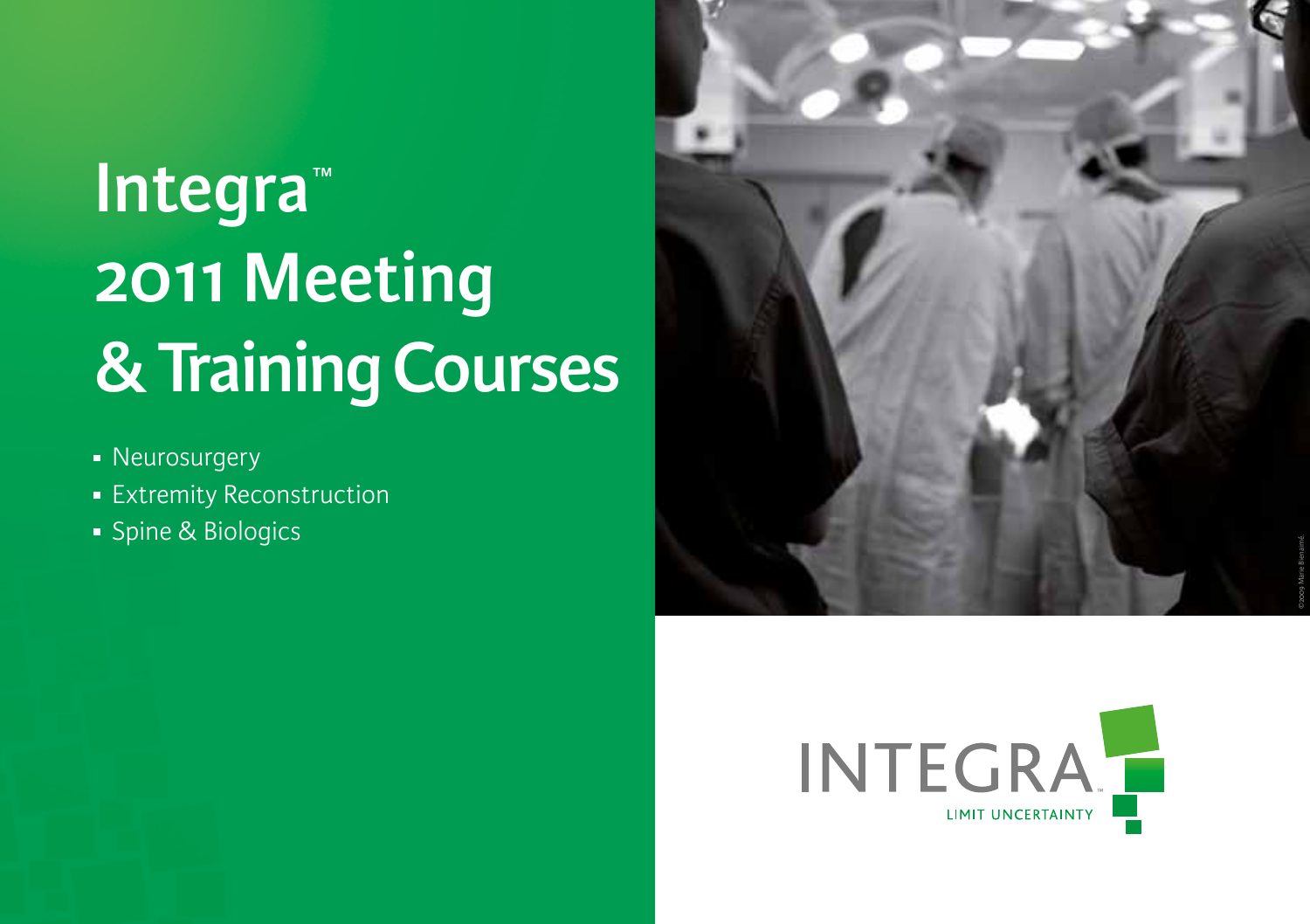# Integra™ 2011 Meeting & Training Courses

- Neurosurgery
- Extremity Reconstruction
- Spine & Biologics

©2009 Marie Bienaimé.

INTEGRA™

LIMIT UNCERTAINTY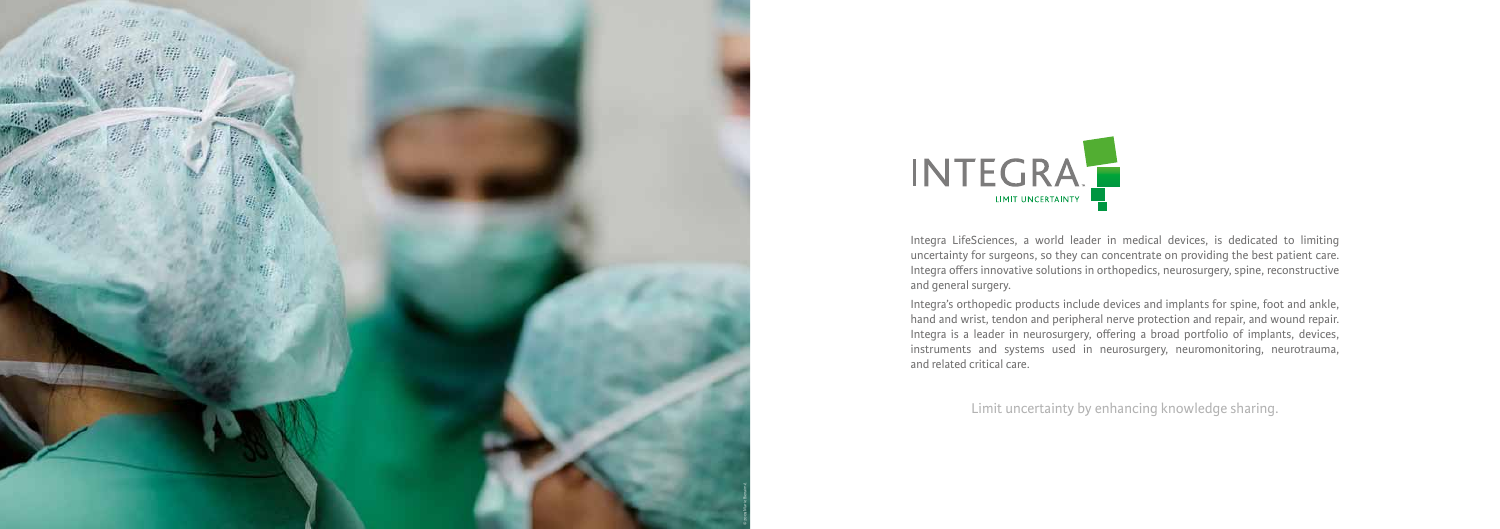INTEGRA

LIMIT UNCERTAINTY

Integra LifeSciences, a world leader in medical devices, is dedicated to limiting uncertainty for surgeons, so they can concentrate on providing the best patient care. Integra offers innovative solutions in orthopedics, neurosurgery, spine, reconstructive and general surgery.

Integra's orthopedic products include devices and implants for spine, foot and ankle, hand and wrist, tendon and peripheral nerve protection and repair, and wound repair. Integra is a leader in neurosurgery, offering a broad portfolio of implants, devices, instruments and systems used in neurosurgery, neuromonitoring, neurotrauma, and related critical care.

Limit uncertainty by enhancing knowledge sharing.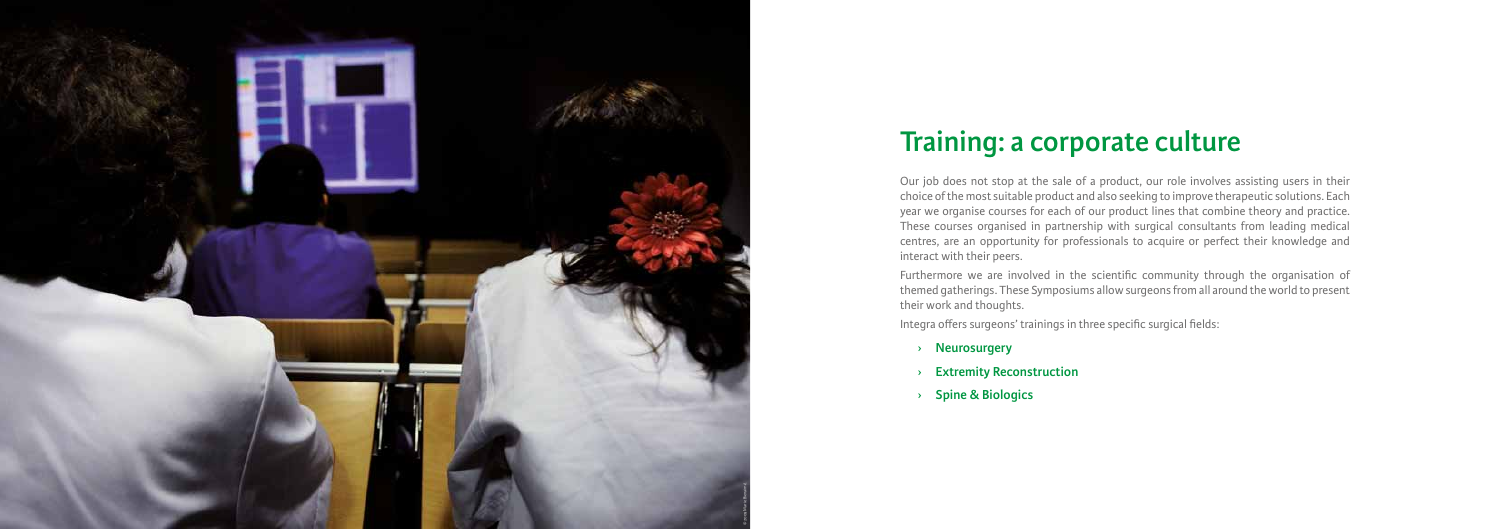# Training: a corporate culture

Our job does not stop at the sale of a product, our role involves assisting users in their choice of the most suitable product and also seeking to improve therapeutic solutions. Each year we organise courses for each of our product lines that combine theory and practice. These courses organised in partnership with surgical consultants from leading medical centres, are an opportunity for professionals to acquire or perfect their knowledge and interact with their peers.

Furthermore we are involved in the scientific community through the organisation of themed gatherings. These Symposiums allow surgeons from all around the world to present their work and thoughts.

Integra offers surgeons' trainings in three specific surgical fields:

- **Neurosurgery**
- **Extremity Reconstruction**
- **Spine & Biologics**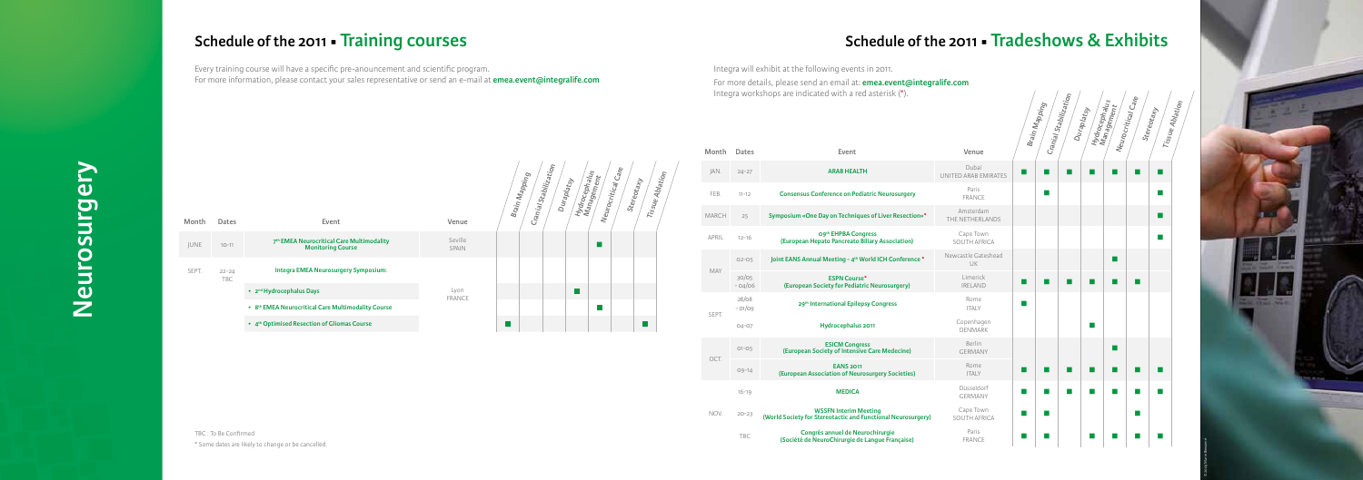# Neurosurgery

## Schedule of the 2011 • Training courses

Every training course will have a specific pre-anouncement and scientific program.
For more information, please contact your sales representative or send an e-mail at **emea.event@integralife.com**

| Month | Dates | Event | Venue | Brain Mapping | Cranial Stabilization | Duraplasty | Hydrocephalus Management | Neurocritical Care | Stereotaxy | Tissue Ablation |
|---|---|---|---|---|---|---|---|---|---|---|
| JUNE | 10-11 | **7th EMEA Neurocritical Care Multimodality Monitoring Course** | Seville SPAIN | | | | | ■ | | |
| SEPT. | 22-24 TBC | **Integra EMEA Neurosurgery Symposium:** | Lyon FRANCE | | | | | | | |
| | | • **2nd Hydrocephalus Days** | | | | | ■ | | | |
| | | • **8th EMEA Neurocritical Care Multimodality Course** | | | | | | ■ | | |
| | | • **4th Optimised Resection of Gliomas Course** | | ■ | | | | | | ■ |

TBC : To Be Confirmed
* Some dates are likely to change or be cancelled.

## Schedule of the 2011 • Tradeshows & Exhibits

Integra will exhibit at the following events in 2011.
For more details, please send an email at: **emea.event@integralife.com**
Integra workshops are indicated with a red asterisk (*).

| Month | Dates | Event | Venue | Brain Mapping | Cranial Stabilization | Duraplasty | Hydrocephalus Management | Neurocritical Care | Stereotaxy | Tissue Ablation |
|---|---|---|---|---|---|---|---|---|---|---|
| JAN. | 24-27 | **ARAB HEALTH** | Dubai UNITED ARAB EMIRATES | ■ | ■ | ■ | ■ | ■ | ■ | ■ |
| FEB. | 11-12 | **Consensus Conference on Pediatric Neurosurgery** | Paris FRANCE | | ■ | | | | | ■ |
| MARCH | 25 | **Symposium «One Day on Techniques of Liver Resection»*** | Amsterdam THE NETHERLANDS | | | | | | | ■ |
| APRIL | 12-16 | **09th EHPBA Congress (European Hepato Pancreato Biliary Association)** | Cape Town SOUTH AFRICA | | | | | | | ■ |
| MAY | 02-05 | **Joint EANS Annual Meeting - 4th World ICH Conference*** | Newcastle Gateshead UK | | | | | ■ | | |
| | 30/05 - 04/06 | **ESPN Course* (European Society for Pediatric Neurosurgery)** | Limerick IRELAND | ■ | ■ | ■ | ■ | ■ | ■ | |
| SEPT. | 28/08 - 01/09 | **29th International Epilepsy Congress** | Rome ITALY | ■ | | | | | | |
| | 04-07 | **Hydrocephalus 2011** | Copenhagen DENMARK | | | | ■ | | | |
| OCT. | 01-05 | **ESICM Congress (European Society of Intensive Care Medecine)** | Berlin GERMANY | | | | | ■ | | |
| | 09-14 | **EANS 2011 (European Association of Neurosurgery Societies)** | Rome ITALY | ■ | ■ | ■ | ■ | ■ | ■ | ■ |
| NOV. | 16-19 | **MEDICA** | Düsseldorf GERMANY | ■ | ■ | ■ | ■ | ■ | ■ | ■ |
| | 20-23 | **WSSFN Interim Meeting (World Society for Stereotactic and Functional Neurosurgery)** | Cape Town SOUTH AFRICA | ■ | ■ | | | | ■ | |
| | TBC | **Congrès annuel de Neurochirurgie (Société de NeuroChirurgie de Langue Française)** | Paris FRANCE | ■ | ■ | | ■ | ■ | ■ | ■ |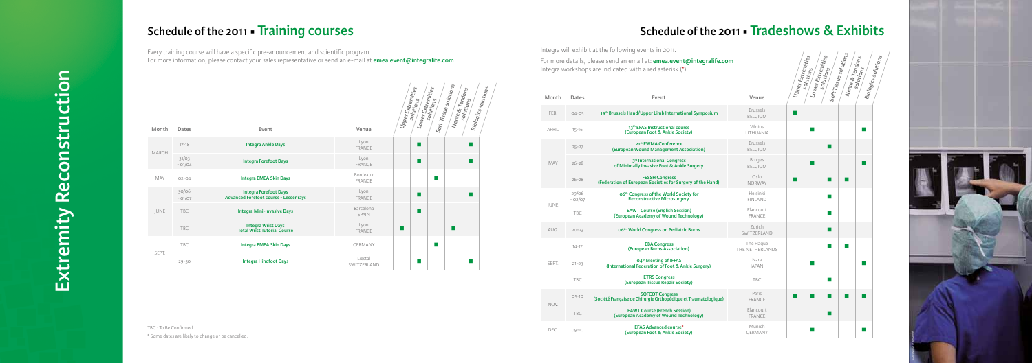# Extremity Reconstruction

## Schedule of the 2011 • Training courses

Every training course will have a specific pre-anouncement and scientific program.
For more information, please contact your sales representative or send an e-mail at **emea.event@integralife.com**

| Month | Dates | Event | Venue | Upper Extremities solutions | Lower Extremities solutions | Soft Tissue solutions | Nerve & Tendons solutions | Biologics solutions |
|---|---|---|---|---|---|---|---|---|
| MARCH | 17-18 | **Integra Ankle Days** | Lyon FRANCE | | ■ | | | ■ |
| | 31/03 - 01/04 | **Integra Forefoot Days** | Lyon FRANCE | | ■ | | | ■ |
| MAY | 02-04 | **Integra EMEA Skin Days** | Bordeaux FRANCE | | | ■ | | |
| JUNE | 30/06 - 01/07 | **Integra Forefoot Days Advanced Forefoot course - Lesser rays** | Lyon FRANCE | | ■ | | | ■ |
| | TBC | **Integra Mini-Invasive Days** | Barcelona SPAIN | | ■ | | | |
| | TBC | **Integra Wrist Days Total Wrist Tutorial Course** | Lyon FRANCE | ■ | | | ■ | |
| SEPT. | TBC | **Integra EMEA Skin Days** | GERMANY | | | ■ | | |
| | 29-30 | **Integra Hindfoot Days** | Liestal SWITZERLAND | | ■ | | | ■ |

TBC : To Be Confirmed

* Some dates are likely to change or be cancelled.

## Schedule of the 2011 • Tradeshows & Exhibits

Integra will exhibit at the following events in 2011.

For more details, please send an email at: **emea.event@integralife.com**
Integra workshops are indicated with a red asterisk (*).

| Month | Dates | Event | Venue | Upper Extremities solutions | Lower Extremities solutions | Soft Tissue solutions | Nerve & Tendons solutions | Biologics solutions |
|---|---|---|---|---|---|---|---|---|
| FEB. | 04-05 | **19th Brussels Hand/Upper Limb International Symposium** | Brussels BELGIUM | ■ | | | | |
| APRIL | 15-16 | **13th EFAS Instructional course (European Foot & Ankle Society)** | Vilnius LITHUANIA | | ■ | | | ■ |
| MAY | 25-27 | **21st EWMA Conference (European Wound Management Association)** | Brussels BELGIUM | | | ■ | | |
| | 26-28 | **3rd International Congress of Minimally Invasive Foot & Ankle Surgery** | Bruges BELGIUM | | ■ | | | ■ |
| JUNE | 26-28 | **FESSH Congress (Federation of European Societies for Surgery of the Hand)** | Oslo NORWAY | ■ | | ■ | ■ | |
| | 29/06 - 02/07 | **06th Congress of the World Society for Reconstructive Microsurgery** | Helsinki FINLAND | | | ■ | | |
| | TBC | **EAWT Course (English Session) (European Academy of Wound Technology)** | Elancourt FRANCE | | | ■ | | |
| AUG. | 20-23 | **06th World Congress on Pediatric Burns** | Zurich SWITZERLAND | | | ■ | | |
| SEPT. | 14-17 | **EBA Congress (European Burns Association)** | The Hague THE NETHERLANDS | | | ■ | ■ | |
| | 21-23 | **04th Meeting of IFFAS (International Federation of Foot & Ankle Surgery)** | Nara JAPAN | | ■ | | | ■ |
| | TBC | **ETRS Congress (European Tissue Repair Society)** | TBC | | | ■ | | |
| NOV. | 05-10 | **SOFCOT Congress (Société Française de Chirurgie Orthopédique et Traumatologique)** | Paris FRANCE | ■ | ■ | ■ | ■ | ■ |
| | TBC | **EAWT Course (French Session) (European Academy of Wound Technology)** | Elancourt FRANCE | | | ■ | | |
| DEC. | 09-10 | **EFAS Advanced course* (European Foot & Ankle Society)** | Munich GERMANY | | ■ | | | ■ |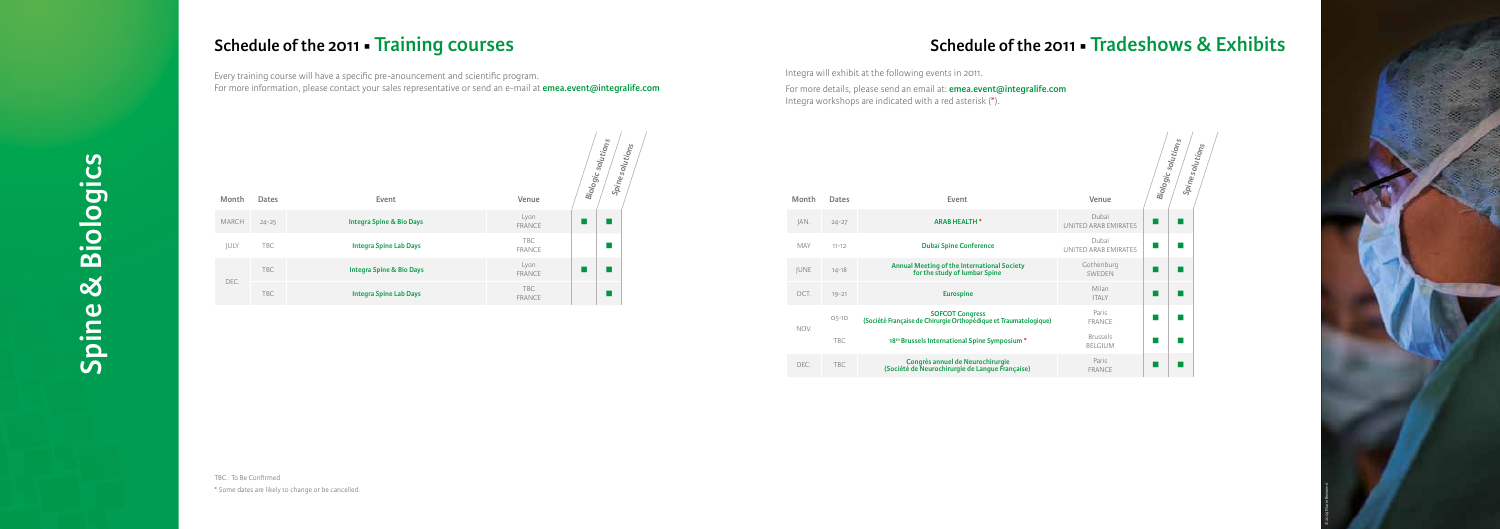# Spine & Biologics

## Schedule of the 2011 • Training courses

Every training course will have a specific pre-anouncement and scientific program.
For more information, please contact your sales representative or send an e-mail at **emea.event@integralife.com**

| Month | Dates | Event | Venue | Biologic solutions | Spine solutions |
|---|---|---|---|---|---|
| MARCH | 24-25 | Integra Spine & Bio Days | Lyon FRANCE | ■ | ■ |
| JULY | TBC | Integra Spine Lab Days | TBC FRANCE | | ■ |
| DEC. | TBC | Integra Spine & Bio Days | Lyon FRANCE | ■ | ■ |
| | TBC | Integra Spine Lab Days | TBC FRANCE | | ■ |

TBC : To Be Confirmed

* Some dates are likely to change or be cancelled.

## Schedule of the 2011 • Tradeshows & Exhibits

Integra will exhibit at the following events in 2011.

For more details, please send an email at: **emea.event@integralife.com**
Integra workshops are indicated with a red asterisk (*).

| Month | Dates | Event | Venue | Biologic solutions | Spine solutions |
|---|---|---|---|---|---|
| JAN. | 24-27 | ARAB HEALTH * | Dubai UNITED ARAB EMIRATES | ■ | ■ |
| MAY | 11-12 | Dubai Spine Conference | Dubai UNITED ARAB EMIRATES | ■ | ■ |
| JUNE | 14-18 | Annual Meeting of the International Society for the study of lumbar Spine | Gothenburg SWEDEN | ■ | ■ |
| OCT. | 19-21 | Eurospine | Milan ITALY | ■ | ■ |
| NOV. | 05-10 | SOFCOT Congress (Société Française de Chirurgie Orthopédique et Traumatologique) | Paris FRANCE | ■ | ■ |
| | TBC | 18th Brussels International Spine Symposium * | Brussels BELGIUM | ■ | ■ |
| DEC. | TBC | Congrès annuel de Neurochirurgie (Société de Neurochirurgie de Langue Française) | Paris FRANCE | ■ | ■ |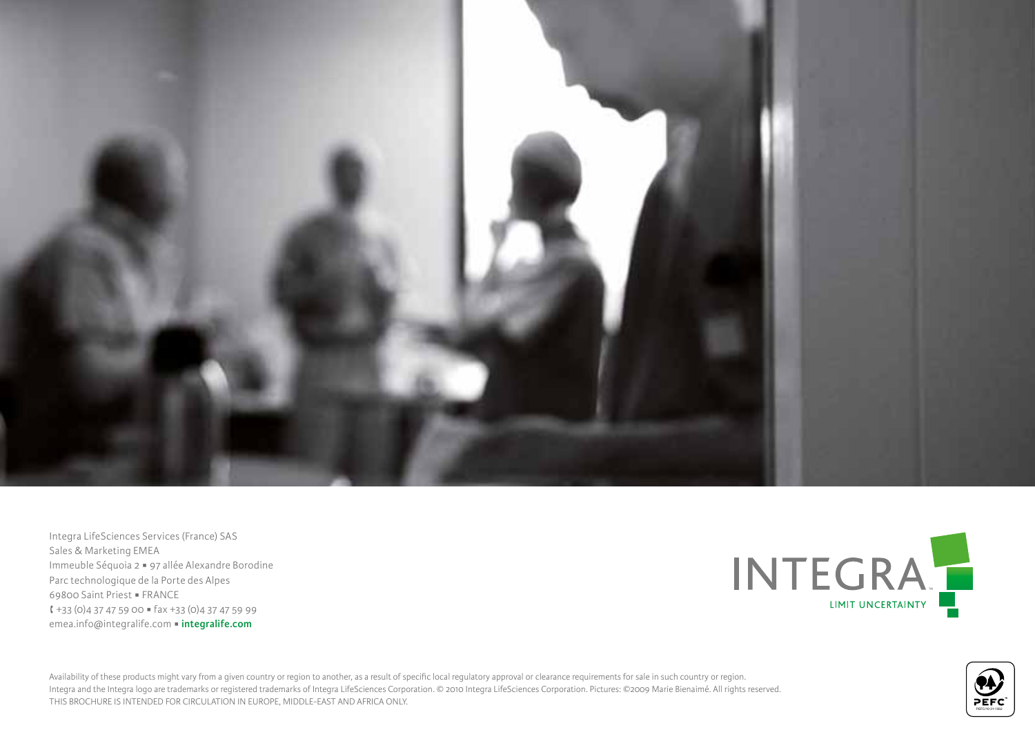Integra LifeSciences Services (France) SAS
Sales & Marketing EMEA
Immeuble Séquoia 2 ▪ 97 allée Alexandre Borodine
Parc technologique de la Porte des Alpes
69800 Saint Priest ▪ FRANCE
+33 (0)4 37 47 59 00 ▪ fax +33 (0)4 37 47 59 99
emea.info@integralife.com ▪ **integralife.com**

INTEGRA
LIMIT UNCERTAINTY

Availability of these products might vary from a given country or region to another, as a result of specific local regulatory approval or clearance requirements for sale in such country or region.
Integra and the Integra logo are trademarks or registered trademarks of Integra LifeSciences Corporation. © 2010 Integra LifeSciences Corporation. Pictures: ©2009 Marie Bienaimé. All rights reserved.
THIS BROCHURE IS INTENDED FOR CIRCULATION IN EUROPE, MIDDLE-EAST AND AFRICA ONLY.

PEFC